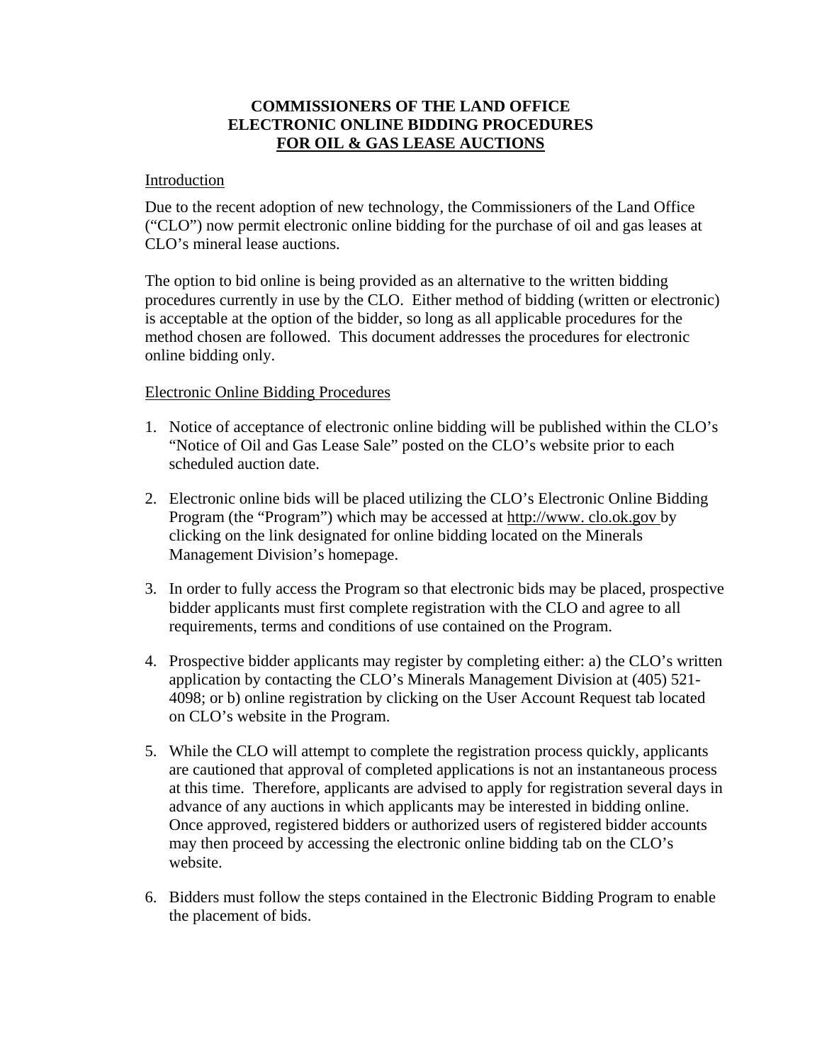# COMMISSIONERS OF THE LAND OFFICE
# ELECTRONIC ONLINE BIDDING PROCEDURES
# FOR OIL & GAS LEASE AUCTIONS

## Introduction

Due to the recent adoption of new technology, the Commissioners of the Land Office ("CLO") now permit electronic online bidding for the purchase of oil and gas leases at CLO's mineral lease auctions.

The option to bid online is being provided as an alternative to the written bidding procedures currently in use by the CLO. Either method of bidding (written or electronic) is acceptable at the option of the bidder, so long as all applicable procedures for the method chosen are followed. This document addresses the procedures for electronic online bidding only.

## Electronic Online Bidding Procedures

1. Notice of acceptance of electronic online bidding will be published within the CLO's "Notice of Oil and Gas Lease Sale" posted on the CLO's website prior to each scheduled auction date.

2. Electronic online bids will be placed utilizing the CLO's Electronic Online Bidding Program (the "Program") which may be accessed at http://www. clo.ok.gov by clicking on the link designated for online bidding located on the Minerals Management Division's homepage.

3. In order to fully access the Program so that electronic bids may be placed, prospective bidder applicants must first complete registration with the CLO and agree to all requirements, terms and conditions of use contained on the Program.

4. Prospective bidder applicants may register by completing either: a) the CLO's written application by contacting the CLO's Minerals Management Division at (405) 521-4098; or b) online registration by clicking on the User Account Request tab located on CLO's website in the Program.

5. While the CLO will attempt to complete the registration process quickly, applicants are cautioned that approval of completed applications is not an instantaneous process at this time. Therefore, applicants are advised to apply for registration several days in advance of any auctions in which applicants may be interested in bidding online. Once approved, registered bidders or authorized users of registered bidder accounts may then proceed by accessing the electronic online bidding tab on the CLO's website.

6. Bidders must follow the steps contained in the Electronic Bidding Program to enable the placement of bids.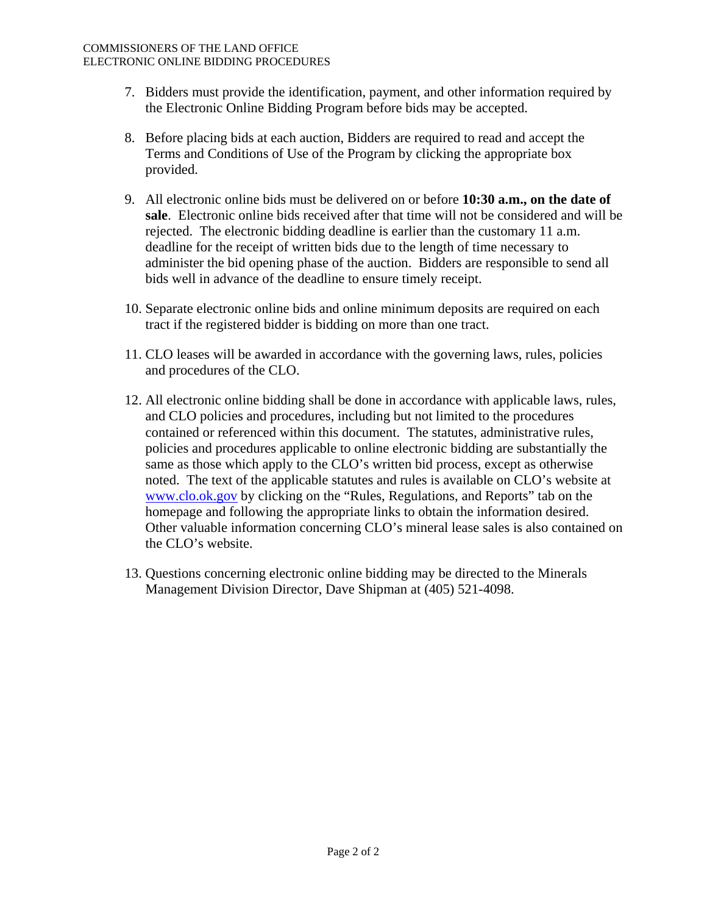7. Bidders must provide the identification, payment, and other information required by the Electronic Online Bidding Program before bids may be accepted.

8. Before placing bids at each auction, Bidders are required to read and accept the Terms and Conditions of Use of the Program by clicking the appropriate box provided.

9. All electronic online bids must be delivered on or before **10:30 a.m., on the date of sale**. Electronic online bids received after that time will not be considered and will be rejected. The electronic bidding deadline is earlier than the customary 11 a.m. deadline for the receipt of written bids due to the length of time necessary to administer the bid opening phase of the auction. Bidders are responsible to send all bids well in advance of the deadline to ensure timely receipt.

10. Separate electronic online bids and online minimum deposits are required on each tract if the registered bidder is bidding on more than one tract.

11. CLO leases will be awarded in accordance with the governing laws, rules, policies and procedures of the CLO.

12. All electronic online bidding shall be done in accordance with applicable laws, rules, and CLO policies and procedures, including but not limited to the procedures contained or referenced within this document. The statutes, administrative rules, policies and procedures applicable to online electronic bidding are substantially the same as those which apply to the CLO's written bid process, except as otherwise noted. The text of the applicable statutes and rules is available on CLO's website at [www.clo.ok.gov](http://www.clo.ok.gov) by clicking on the "Rules, Regulations, and Reports" tab on the homepage and following the appropriate links to obtain the information desired. Other valuable information concerning CLO's mineral lease sales is also contained on the CLO's website.

13. Questions concerning electronic online bidding may be directed to the Minerals Management Division Director, Dave Shipman at (405) 521-4098.